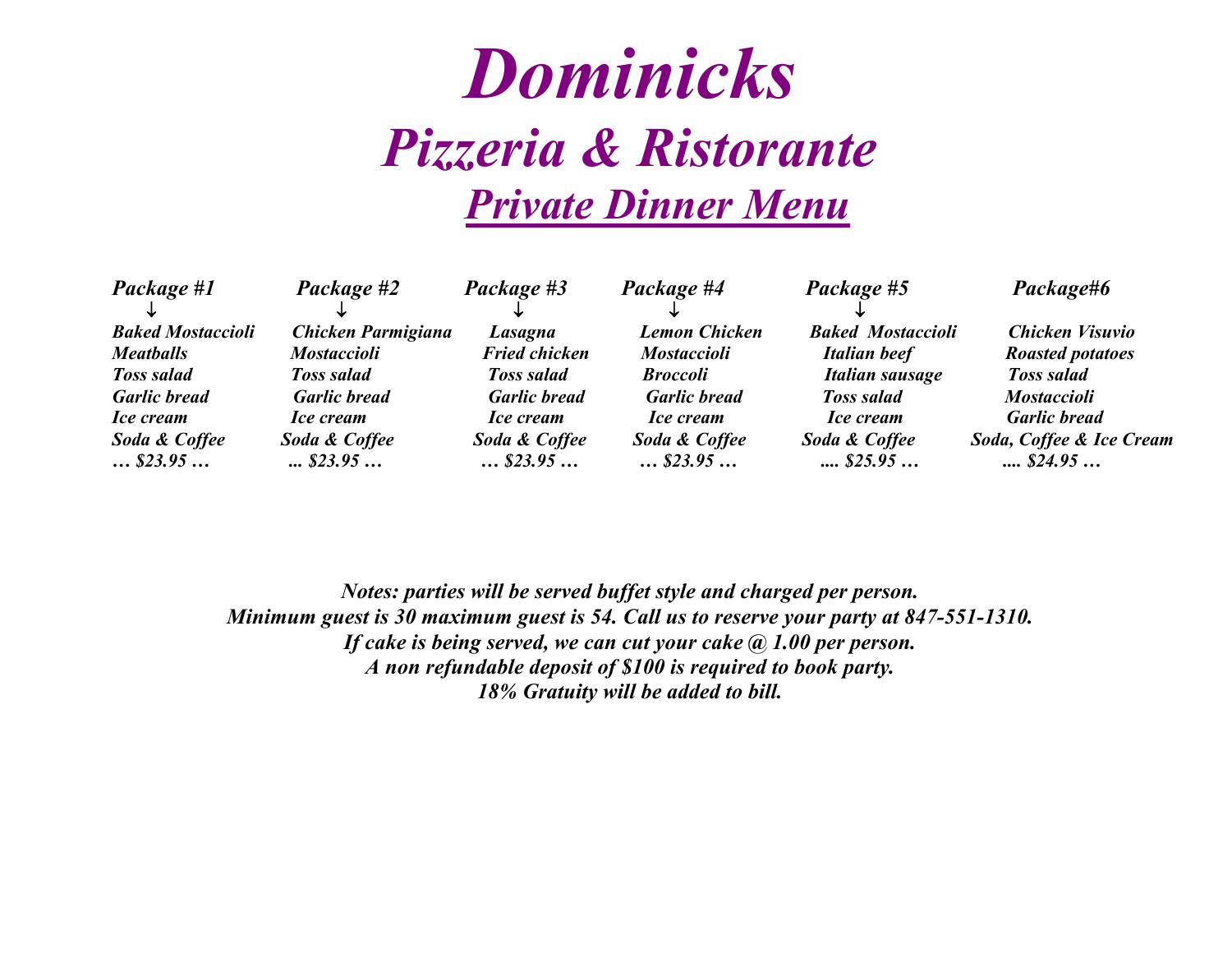# *Dominicks*

## *Pizzeria & Ristorante*

### *Private Dinner Menu*

| *Package #1* | *Package #2* | *Package #3* | *Package #4* | *Package #5* | *Package#6* |
|---|---|---|---|---|---|
| ↓ | ↓ | ↓ | ↓ | ↓ | |
| ***Baked Mostaccioli*** | ***Chicken Parmigiana*** | ***Lasagna*** | ***Lemon Chicken*** | ***Baked Mostaccioli*** | ***Chicken Visuvio*** |
| ***Meatballs*** | ***Mostaccioli*** | ***Fried chicken*** | ***Mostaccioli*** | ***Italian beef*** | ***Roasted potatoes*** |
| ***Toss salad*** | ***Toss salad*** | ***Toss salad*** | ***Broccoli*** | ***Italian sausage*** | ***Toss salad*** |
| ***Garlic bread*** | ***Garlic bread*** | ***Garlic bread*** | ***Garlic bread*** | ***Toss salad*** | ***Mostaccioli*** |
| ***Ice cream*** | ***Ice cream*** | ***Ice cream*** | ***Ice cream*** | ***Ice cream*** | ***Garlic bread*** |
| ***Soda & Coffee*** | ***Soda & Coffee*** | ***Soda & Coffee*** | ***Soda & Coffee*** | ***Soda & Coffee*** | ***Soda, Coffee & Ice Cream*** |
| ***… $23.95 …*** | ***... $23.95 …*** | ***… $23.95 …*** | ***… $23.95 …*** | ***.... $25.95 …*** | ***.... $24.95 …*** |

***Notes: parties will be served buffet style and charged per person.***
***Minimum guest is 30 maximum guest is 54. Call us to reserve your party at 847-551-1310.***
***If cake is being served, we can cut your cake @ 1.00 per person.***
***A non refundable deposit of $100 is required to book party.***
***18% Gratuity will be added to bill.***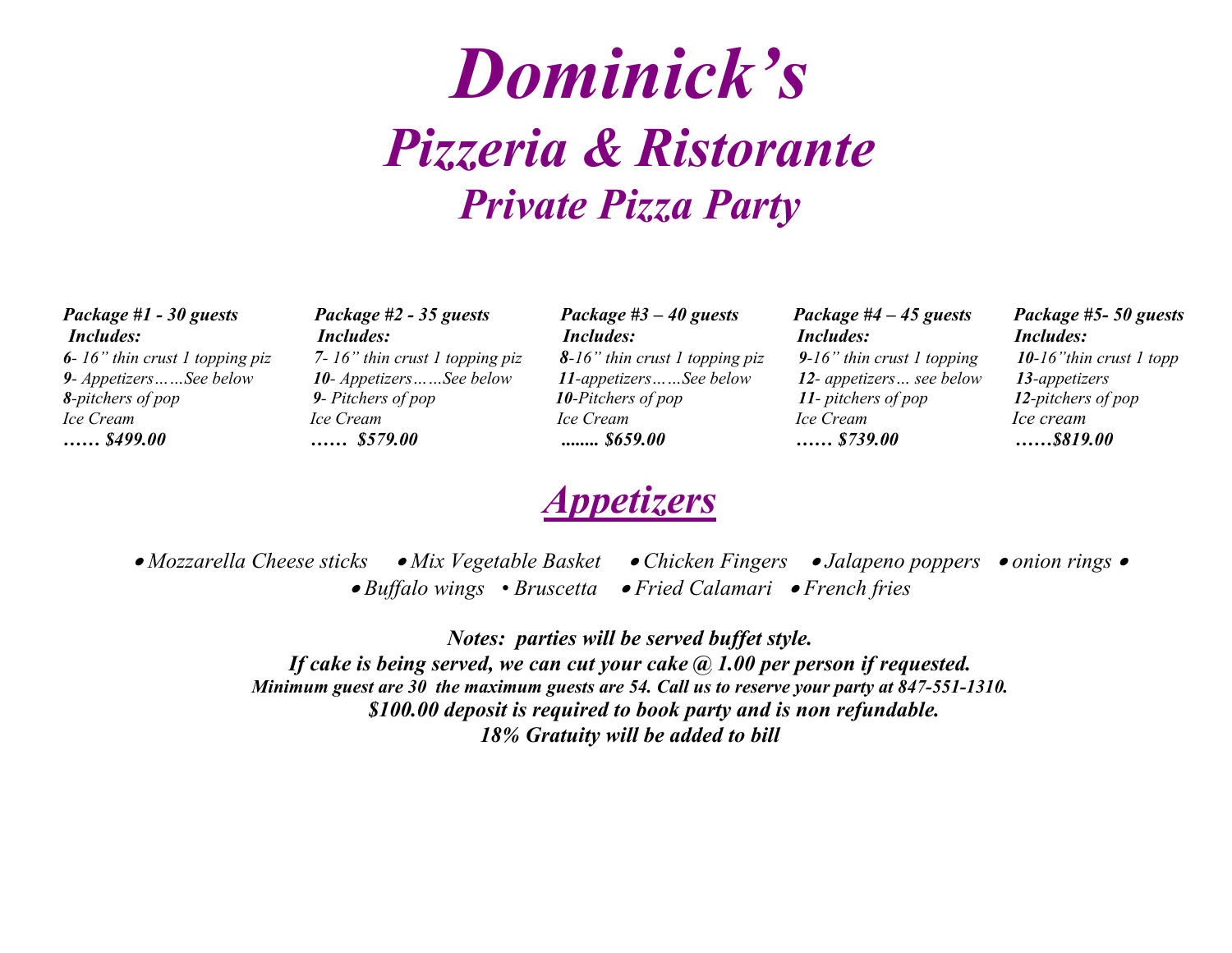# *Dominick's*

## *Pizzeria & Ristorante*

### *Private Pizza Party*

***Package #1 - 30 guests***
***Includes:***
*__6__- 16" thin crust 1 topping piz*
*__9__- Appetizers……See below*
*__8__-pitchers of pop*
*Ice Cream*
***…… $499.00***

***Package #2 - 35 guests***
***Includes:***
*__7__- 16" thin crust 1 topping piz*
*__10__- Appetizers……See below*
*__9__- Pitchers of pop*
*Ice Cream*
***…… $579.00***

***Package #3 – 40 guests***
***Includes:***
*__8__-16" thin crust 1 topping piz*
*__11__-appetizers……See below*
*__10__-Pitchers of pop*
*Ice Cream*
***........ $659.00***

***Package #4 – 45 guests***
***Includes:***
*__9__-16" thin crust 1 topping*
*__12__- appetizers… see below*
*__11__- pitchers of pop*
*Ice Cream*
***…… $739.00***

***Package #5- 50 guests***
***Includes:***
*__10__-16"thin crust 1 topp*
*__13__-appetizers*
*__12__-pitchers of pop*
*Ice cream*
***……$819.00***

## *Appetizers*

- *Mozzarella Cheese sticks*
- *Mix Vegetable Basket*
- *Chicken Fingers*
- *Jalapeno poppers*
- *onion rings*
- *Buffalo wings*
- *Bruscetta*
- *Fried Calamari*
- *French fries*

***Notes: parties will be served buffet style.***
***If cake is being served, we can cut your cake @ 1.00 per person if requested.***
***Minimum guest are 30 the maximum guests are 54. Call us to reserve your party at 847-551-1310.***
***$100.00 deposit is required to book party and is non refundable.***
***18% Gratuity will be added to bill***